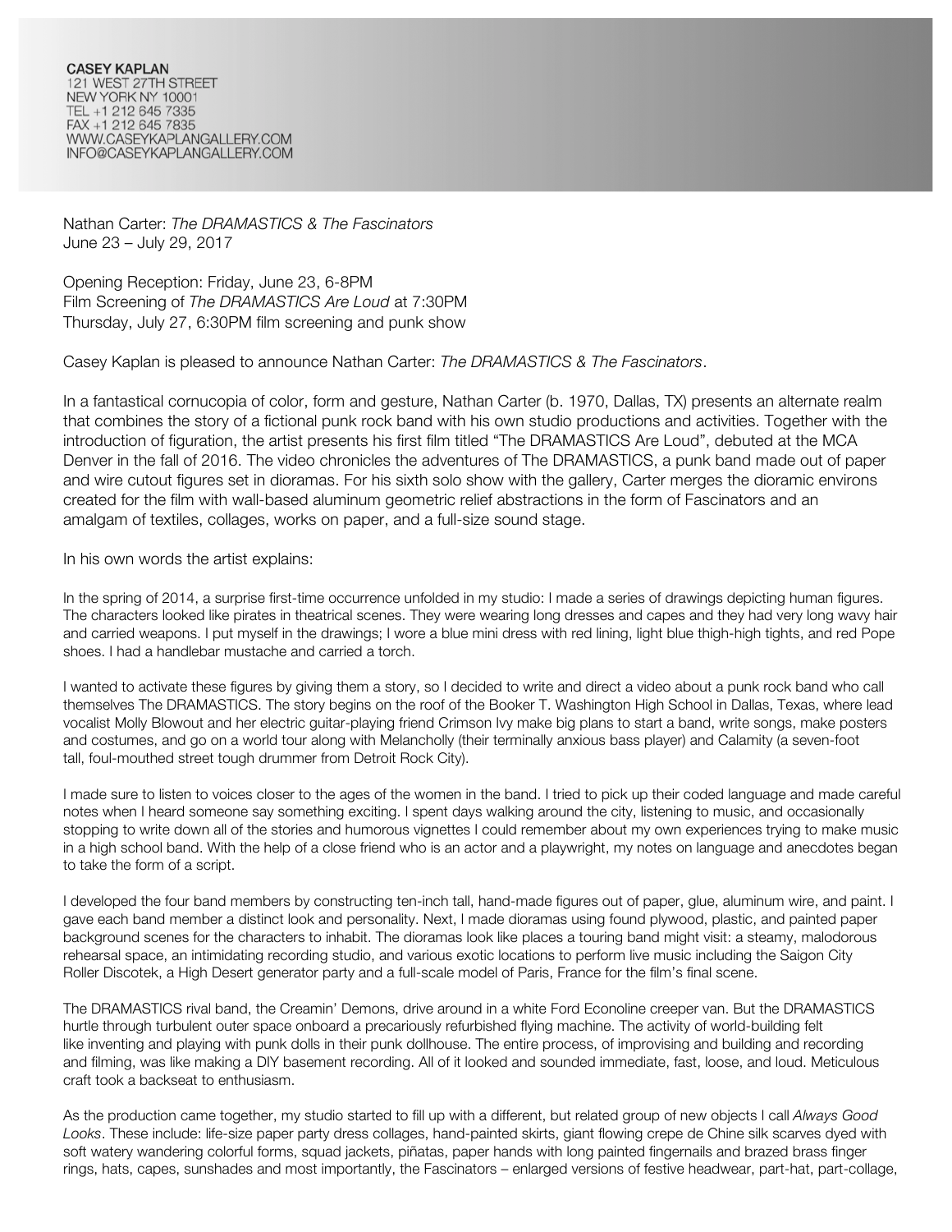**CASEY KAPLAN**
121 WEST 27TH STREET
NEW YORK NY 10001
TEL +1 212 645 7335
FAX +1 212 645 7835
WWW.CASEYKAPLANGALLERY.COM
INFO@CASEYKAPLANGALLERY.COM

Nathan Carter: *The DRAMASTICS & The Fascinators*
June 23 – July 29, 2017

Opening Reception: Friday, June 23, 6-8PM
Film Screening of *The DRAMASTICS Are Loud* at 7:30PM
Thursday, July 27, 6:30PM film screening and punk show

Casey Kaplan is pleased to announce Nathan Carter: *The DRAMASTICS & The Fascinators*.

In a fantastical cornucopia of color, form and gesture, Nathan Carter (b. 1970, Dallas, TX) presents an alternate realm that combines the story of a fictional punk rock band with his own studio productions and activities. Together with the introduction of figuration, the artist presents his first film titled "The DRAMASTICS Are Loud", debuted at the MCA Denver in the fall of 2016. The video chronicles the adventures of The DRAMASTICS, a punk band made out of paper and wire cutout figures set in dioramas. For his sixth solo show with the gallery, Carter merges the dioramic environs created for the film with wall-based aluminum geometric relief abstractions in the form of Fascinators and an amalgam of textiles, collages, works on paper, and a full-size sound stage.

In his own words the artist explains:

In the spring of 2014, a surprise first-time occurrence unfolded in my studio: I made a series of drawings depicting human figures. The characters looked like pirates in theatrical scenes. They were wearing long dresses and capes and they had very long wavy hair and carried weapons. I put myself in the drawings; I wore a blue mini dress with red lining, light blue thigh-high tights, and red Pope shoes. I had a handlebar mustache and carried a torch.

I wanted to activate these figures by giving them a story, so I decided to write and direct a video about a punk rock band who call themselves The DRAMASTICS. The story begins on the roof of the Booker T. Washington High School in Dallas, Texas, where lead vocalist Molly Blowout and her electric guitar-playing friend Crimson Ivy make big plans to start a band, write songs, make posters and costumes, and go on a world tour along with Melancholly (their terminally anxious bass player) and Calamity (a seven-foot tall, foul-mouthed street tough drummer from Detroit Rock City).

I made sure to listen to voices closer to the ages of the women in the band. I tried to pick up their coded language and made careful notes when I heard someone say something exciting. I spent days walking around the city, listening to music, and occasionally stopping to write down all of the stories and humorous vignettes I could remember about my own experiences trying to make music in a high school band. With the help of a close friend who is an actor and a playwright, my notes on language and anecdotes began to take the form of a script.

I developed the four band members by constructing ten-inch tall, hand-made figures out of paper, glue, aluminum wire, and paint. I gave each band member a distinct look and personality. Next, I made dioramas using found plywood, plastic, and painted paper background scenes for the characters to inhabit. The dioramas look like places a touring band might visit: a steamy, malodorous rehearsal space, an intimidating recording studio, and various exotic locations to perform live music including the Saigon City Roller Discotek, a High Desert generator party and a full-scale model of Paris, France for the film's final scene.

The DRAMASTICS rival band, the Creamin' Demons, drive around in a white Ford Econoline creeper van. But the DRAMASTICS hurtle through turbulent outer space onboard a precariously refurbished flying machine. The activity of world-building felt like inventing and playing with punk dolls in their punk dollhouse. The entire process, of improvising and building and recording and filming, was like making a DIY basement recording. All of it looked and sounded immediate, fast, loose, and loud. Meticulous craft took a backseat to enthusiasm.

As the production came together, my studio started to fill up with a different, but related group of new objects I call *Always Good Looks*. These include: life-size paper party dress collages, hand-painted skirts, giant flowing crepe de Chine silk scarves dyed with soft watery wandering colorful forms, squad jackets, piñatas, paper hands with long painted fingernails and brazed brass finger rings, hats, capes, sunshades and most importantly, the Fascinators – enlarged versions of festive headwear, part-hat, part-collage,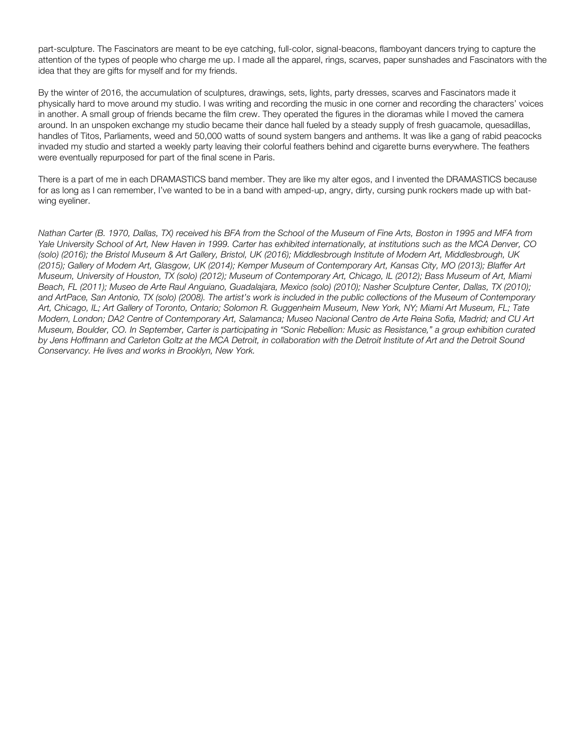part-sculpture. The Fascinators are meant to be eye catching, full-color, signal-beacons, flamboyant dancers trying to capture the attention of the types of people who charge me up. I made all the apparel, rings, scarves, paper sunshades and Fascinators with the idea that they are gifts for myself and for my friends.

By the winter of 2016, the accumulation of sculptures, drawings, sets, lights, party dresses, scarves and Fascinators made it physically hard to move around my studio. I was writing and recording the music in one corner and recording the characters' voices in another. A small group of friends became the film crew. They operated the figures in the dioramas while I moved the camera around. In an unspoken exchange my studio became their dance hall fueled by a steady supply of fresh guacamole, quesadillas, handles of Titos, Parliaments, weed and 50,000 watts of sound system bangers and anthems. It was like a gang of rabid peacocks invaded my studio and started a weekly party leaving their colorful feathers behind and cigarette burns everywhere. The feathers were eventually repurposed for part of the final scene in Paris.

There is a part of me in each DRAMASTICS band member. They are like my alter egos, and I invented the DRAMASTICS because for as long as I can remember, I've wanted to be in a band with amped-up, angry, dirty, cursing punk rockers made up with bat-wing eyeliner.

*Nathan Carter (B. 1970, Dallas, TX) received his BFA from the School of the Museum of Fine Arts, Boston in 1995 and MFA from Yale University School of Art, New Haven in 1999. Carter has exhibited internationally, at institutions such as the MCA Denver, CO (solo) (2016); the Bristol Museum & Art Gallery, Bristol, UK (2016); Middlesbrough Institute of Modern Art, Middlesbrough, UK (2015); Gallery of Modern Art, Glasgow, UK (2014); Kemper Museum of Contemporary Art, Kansas City, MO (2013); Blaffer Art Museum, University of Houston, TX (solo) (2012); Museum of Contemporary Art, Chicago, IL (2012); Bass Museum of Art, Miami Beach, FL (2011); Museo de Arte Raul Anguiano, Guadalajara, Mexico (solo) (2010); Nasher Sculpture Center, Dallas, TX (2010); and ArtPace, San Antonio, TX (solo) (2008). The artist's work is included in the public collections of the Museum of Contemporary Art, Chicago, IL; Art Gallery of Toronto, Ontario; Solomon R. Guggenheim Museum, New York, NY; Miami Art Museum, FL; Tate Modern, London; DA2 Centre of Contemporary Art, Salamanca; Museo Nacional Centro de Arte Reina Sofia, Madrid; and CU Art Museum, Boulder, CO. In September, Carter is participating in "Sonic Rebellion: Music as Resistance," a group exhibition curated by Jens Hoffmann and Carleton Goltz at the MCA Detroit, in collaboration with the Detroit Institute of Art and the Detroit Sound Conservancy. He lives and works in Brooklyn, New York.*